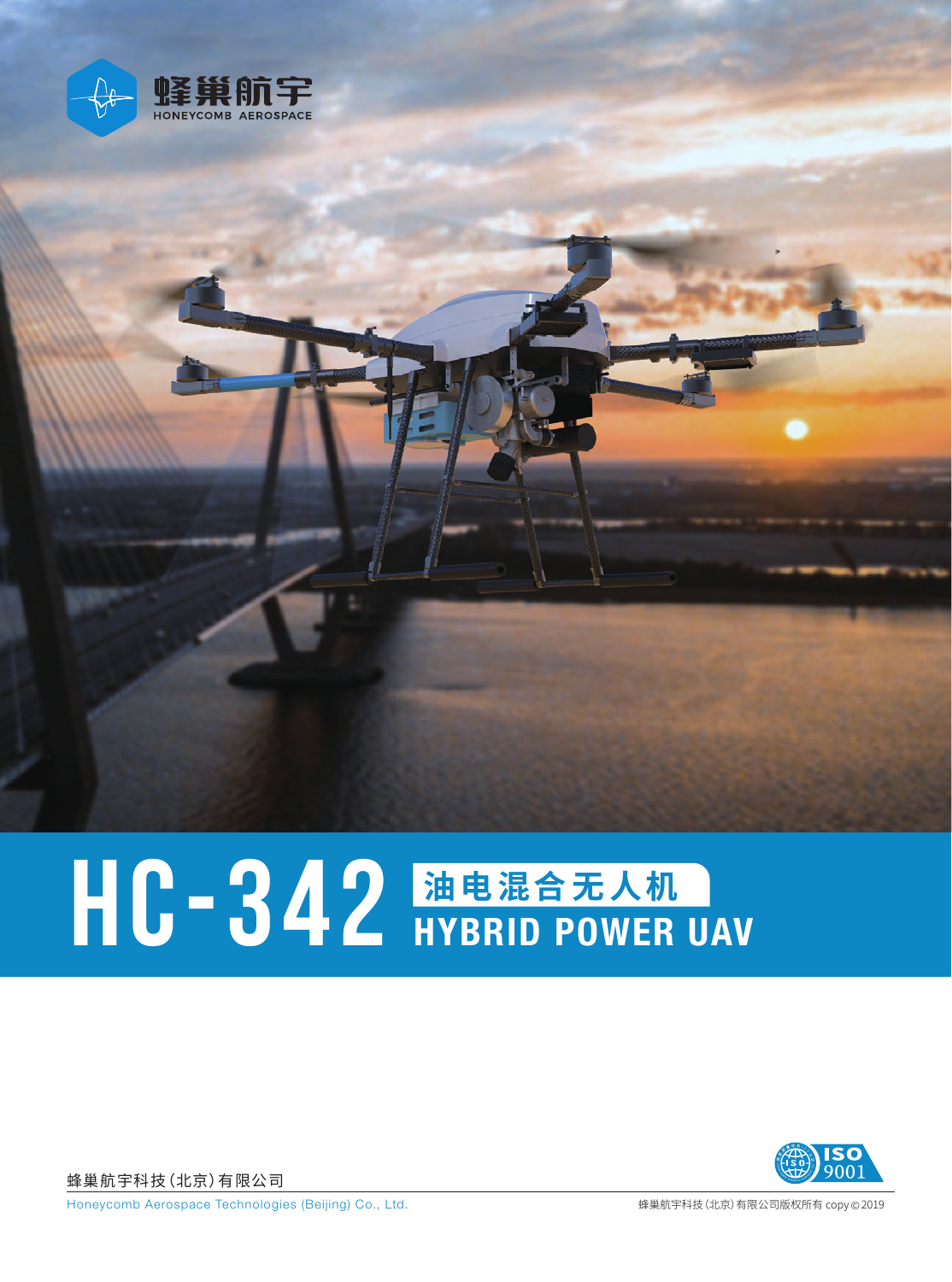蜂巢航宇
HONEYCOMB AEROSPACE

# HC-342 油电混合无人机 HYBRID POWER UAV

蜂巢航宇科技（北京）有限公司

Honeycomb Aerospace Technologies (Beijing) Co., Ltd.

ISO 9001

蜂巢航宇科技（北京）有限公司版权所有 copy © 2019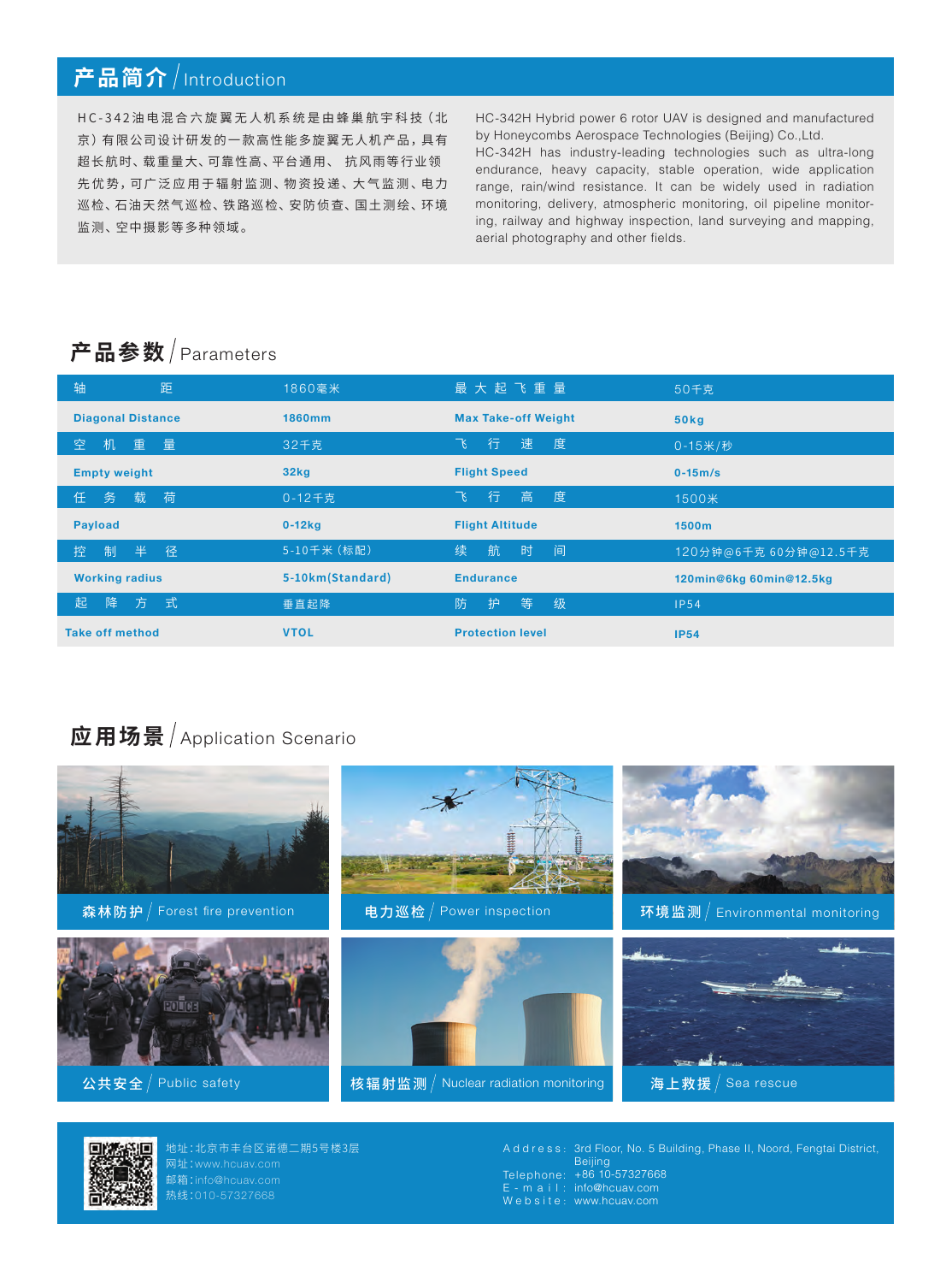## 产品简介 / Introduction

HC-342油电混合六旋翼无人机系统是由蜂巢航宇科技（北京）有限公司设计研发的一款高性能多旋翼无人机产品，具有超长航时、载重量大、可靠性高、平台通用、 抗风雨等行业领先优势，可广泛应用于辐射监测、物资投递、大气监测、电力巡检、石油天然气巡检、铁路巡检、安防侦查、国土测绘、环境监测、空中摄影等多种领域。

HC-342H Hybrid power 6 rotor UAV is designed and manufactured by Honeycombs Aerospace Technologies (Beijing) Co.,Ltd. HC-342H has industry-leading technologies such as ultra-long endurance, heavy capacity, stable operation, wide application range, rain/wind resistance. It can be widely used in radiation monitoring, delivery, atmospheric monitoring, oil pipeline monitoring, railway and highway inspection, land surveying and mapping, aerial photography and other fields.

## 产品参数 / Parameters

| | | | |
|---|---|---|---|
| 轴距 | 1860毫米 | 最大起飞重量 | 50千克 |
| **Diagonal Distance** | **1860mm** | **Max Take-off Weight** | **50kg** |
| 空机重量 | 32千克 | 飞行速度 | 0-15米/秒 |
| **Empty weight** | **32kg** | **Flight Speed** | **0-15m/s** |
| 任务载荷 | 0-12千克 | 飞行高度 | 1500米 |
| **Payload** | **0-12kg** | **Flight Altitude** | **1500m** |
| 控制半径 | 5-10千米（标配） | 续航时间 | 120分钟@6千克 60分钟@12.5千克 |
| **Working radius** | **5-10km(Standard)** | **Endurance** | **120min@6kg 60min@12.5kg** |
| 起降方式 | 垂直起降 | 防护等级 | IP54 |
| **Take off method** | **VTOL** | **Protection level** | **IP54** |

## 应用场景 / Application Scenario

森林防护 / Forest fire prevention

电力巡检 / Power inspection

环境监测 / Environmental monitoring

公共安全 / Public safety

核辐射监测 / Nuclear radiation monitoring

海上救援 / Sea rescue

地址：北京市丰台区诺德二期5号楼3层
网址：www.hcuav.com
邮箱：info@hcuav.com
热线：010-57327668

Address: 3rd Floor, No. 5 Building, Phase II, Noord, Fengtai District, Beijing
Telephone: +86 10-57327668
E-mail: info@hcuav.com
Website: www.hcuav.com